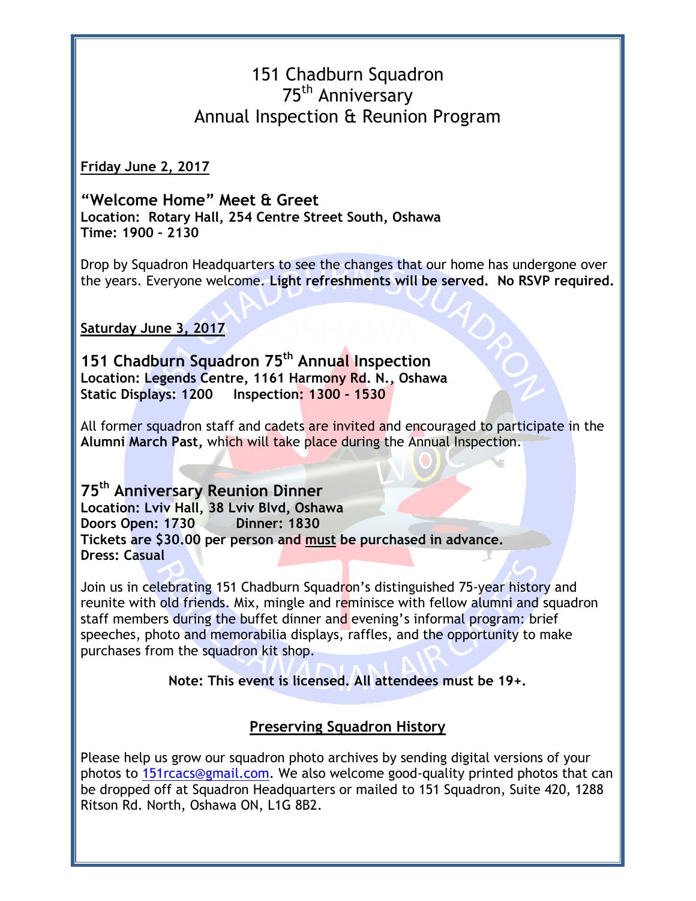# 151 Chadburn Squadron
# 75th Anniversary
# Annual Inspection & Reunion Program

**Friday June 2, 2017**

## "Welcome Home" Meet & Greet

**Location: Rotary Hall, 254 Centre Street South, Oshawa**
**Time: 1900 – 2130**

Drop by Squadron Headquarters to see the changes that our home has undergone over the years. Everyone welcome. **Light refreshments will be served. No RSVP required.**

**Saturday June 3, 2017**

## 151 Chadburn Squadron 75th Annual Inspection

**Location: Legends Centre, 1161 Harmony Rd. N., Oshawa**
**Static Displays: 1200     Inspection: 1300 - 1530**

All former squadron staff and cadets are invited and encouraged to participate in the **Alumni March Past,** which will take place during the Annual Inspection.

## 75th Anniversary Reunion Dinner

**Location: Lviv Hall, 38 Lviv Blvd, Oshawa**
**Doors Open: 1730     Dinner: 1830**
**Tickets are $30.00 per person and must be purchased in advance.**
**Dress: Casual**

Join us in celebrating 151 Chadburn Squadron's distinguished 75-year history and reunite with old friends. Mix, mingle and reminisce with fellow alumni and squadron staff members during the buffet dinner and evening's informal program: brief speeches, photo and memorabilia displays, raffles, and the opportunity to make purchases from the squadron kit shop.

**Note: This event is licensed. All attendees must be 19+.**

## Preserving Squadron History

Please help us grow our squadron photo archives by sending digital versions of your photos to 151rcacs@gmail.com. We also welcome good-quality printed photos that can be dropped off at Squadron Headquarters or mailed to 151 Squadron, Suite 420, 1288 Ritson Rd. North, Oshawa ON, L1G 8B2.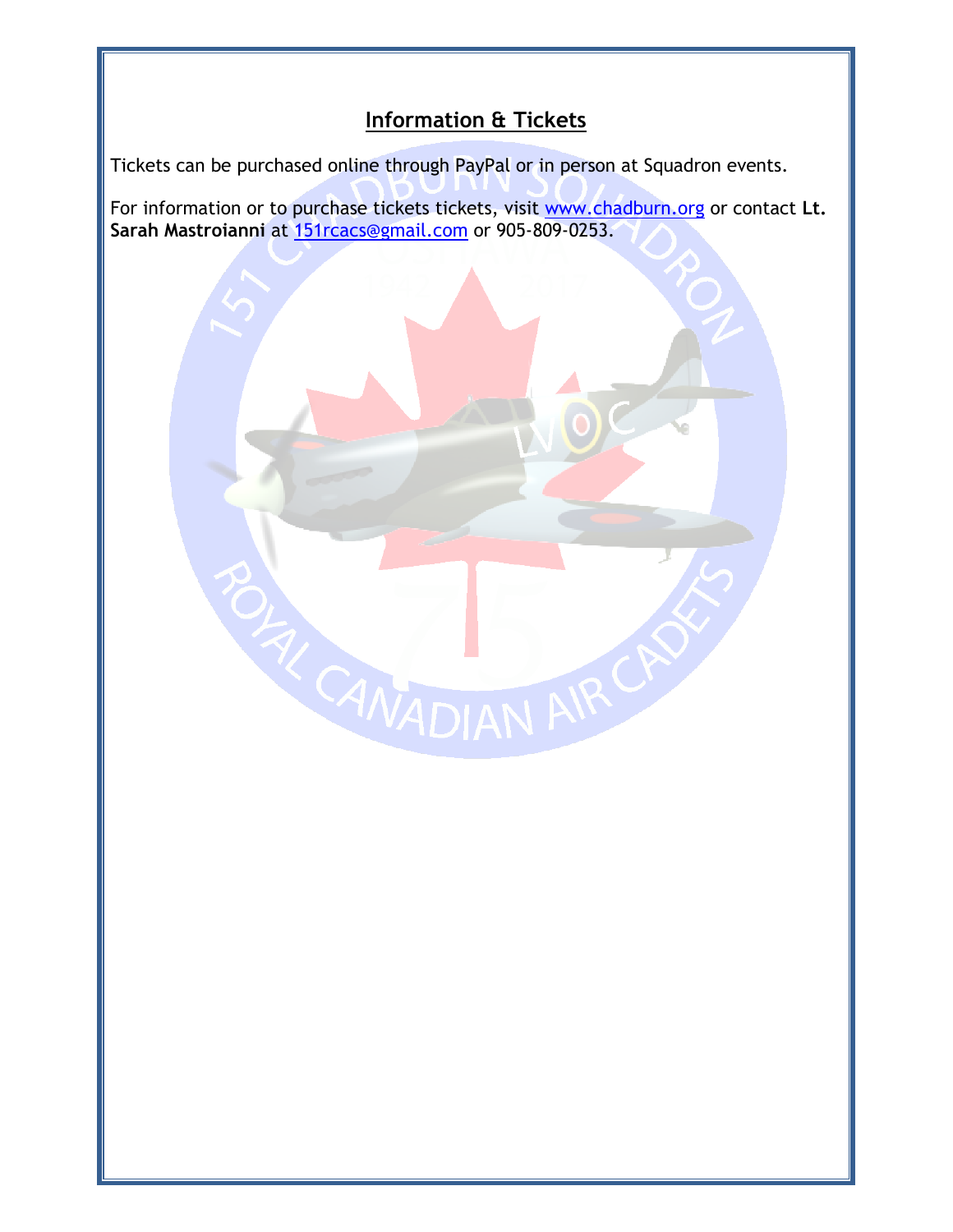## Information & Tickets

Tickets can be purchased online through PayPal or in person at Squadron events.

For information or to purchase tickets tickets, visit www.chadburn.org or contact **Lt. Sarah Mastroianni** at 151rcacs@gmail.com or 905-809-0253.